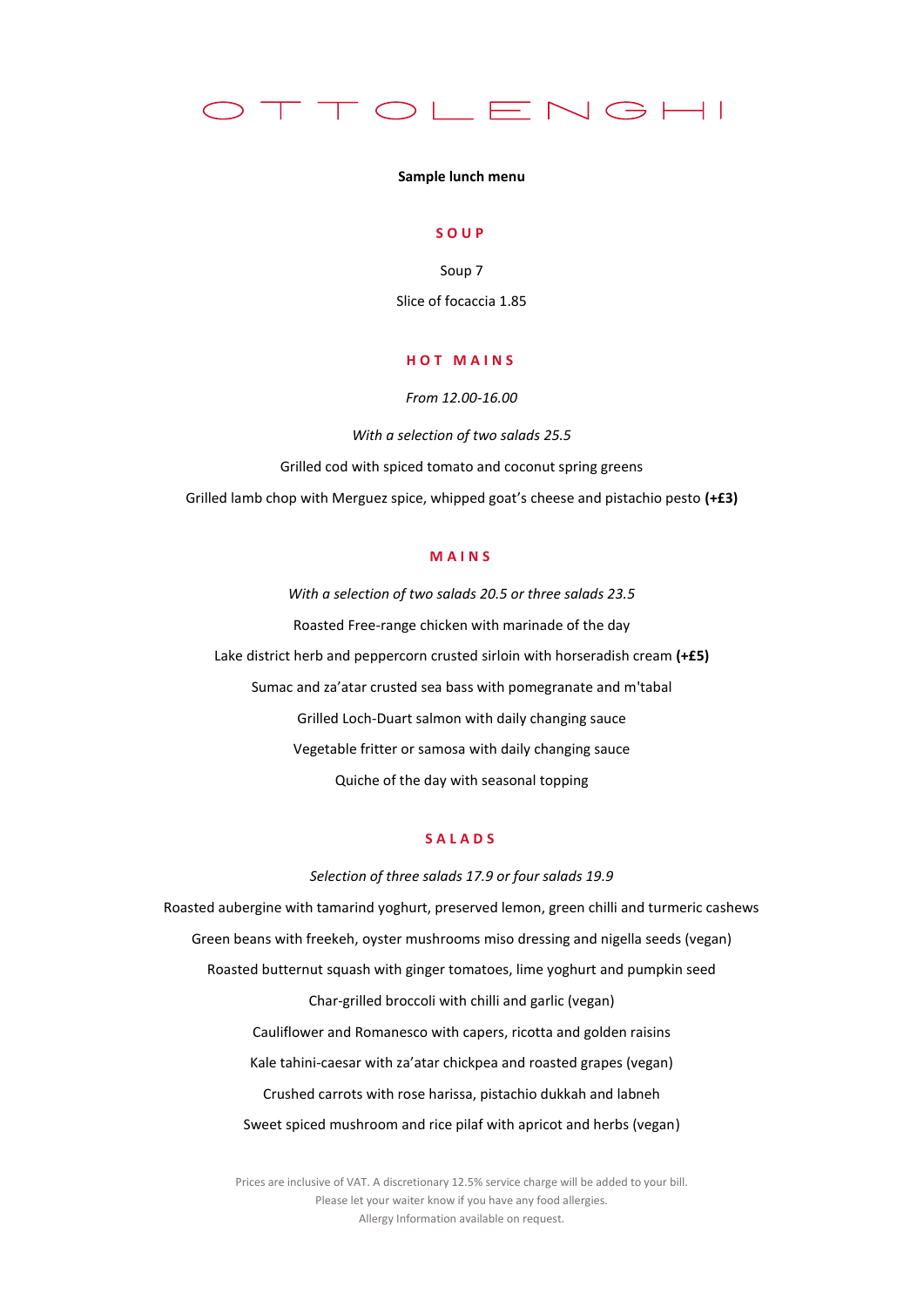# OTTOLENGHI

**Sample lunch menu**

## SOUP

Soup 7

Slice of focaccia 1.85

## HOT MAINS

*From 12.00-16.00*

*With a selection of two salads 25.5*

Grilled cod with spiced tomato and coconut spring greens

Grilled lamb chop with Merguez spice, whipped goat's cheese and pistachio pesto **(+£3)**

## MAINS

*With a selection of two salads 20.5 or three salads 23.5*

Roasted Free-range chicken with marinade of the day

Lake district herb and peppercorn crusted sirloin with horseradish cream **(+£5)**

Sumac and za'atar crusted sea bass with pomegranate and m'tabal

Grilled Loch-Duart salmon with daily changing sauce

Vegetable fritter or samosa with daily changing sauce

Quiche of the day with seasonal topping

## SALADS

*Selection of three salads 17.9 or four salads 19.9*

Roasted aubergine with tamarind yoghurt, preserved lemon, green chilli and turmeric cashews

Green beans with freekeh, oyster mushrooms miso dressing and nigella seeds (vegan)

Roasted butternut squash with ginger tomatoes, lime yoghurt and pumpkin seed

Char-grilled broccoli with chilli and garlic (vegan)

Cauliflower and Romanesco with capers, ricotta and golden raisins

Kale tahini-caesar with za'atar chickpea and roasted grapes (vegan)

Crushed carrots with rose harissa, pistachio dukkah and labneh

Sweet spiced mushroom and rice pilaf with apricot and herbs (vegan)

Prices are inclusive of VAT. A discretionary 12.5% service charge will be added to your bill.
Please let your waiter know if you have any food allergies.
Allergy Information available on request.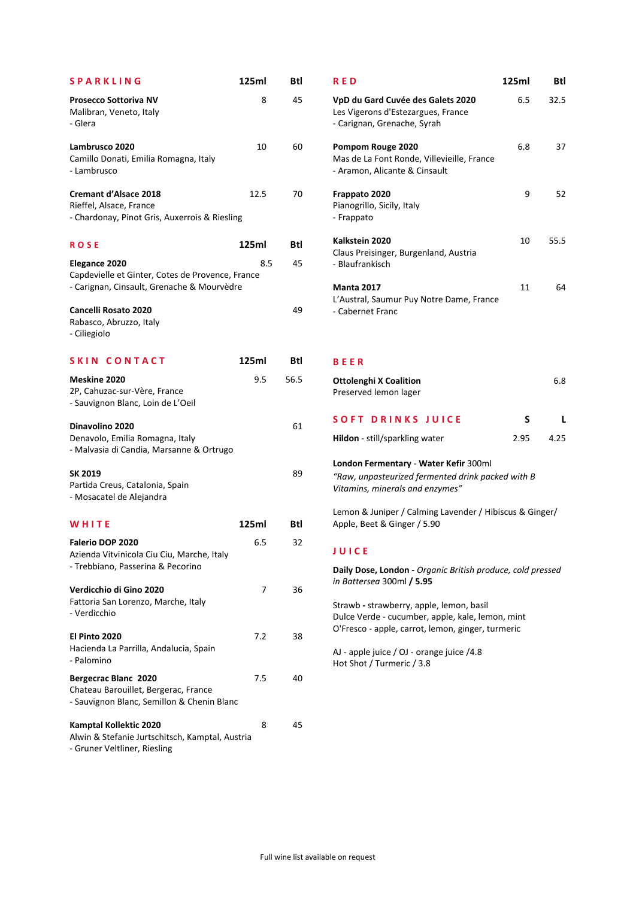## SPARKLING

| | 125ml | Btl |
|---|---|---|
| **Prosecco Sottoriva NV**<br>Malibran, Veneto, Italy<br>- Glera | 8 | 45 |
| **Lambrusco 2020**<br>Camillo Donati, Emilia Romagna, Italy<br>- Lambrusco | 10 | 60 |
| **Cremant d'Alsace 2018**<br>Rieffel, Alsace, France<br>- Chardonay, Pinot Gris, Auxerrois & Riesling | 12.5 | 70 |

## ROSE

| | 125ml | Btl |
|---|---|---|
| **Elegance 2020**<br>Capdevielle et Ginter, Cotes de Provence, France<br>- Carignan, Cinsault, Grenache & Mourvèdre | 8.5 | 45 |
| **Cancelli Rosato 2020**<br>Rabasco, Abruzzo, Italy<br>- Ciliegiolo | | 49 |

## SKIN CONTACT

| | 125ml | Btl |
|---|---|---|
| **Meskine 2020**<br>2P, Cahuzac-sur-Vère, France<br>- Sauvignon Blanc, Loin de L'Oeil | 9.5 | 56.5 |
| **Dinavolino 2020**<br>Denavolo, Emilia Romagna, Italy<br>- Malvasia di Candia, Marsanne & Ortrugo | | 61 |
| **SK 2019**<br>Partida Creus, Catalonia, Spain<br>- Mosacatel de Alejandra | | 89 |

## WHITE

| | 125ml | Btl |
|---|---|---|
| **Falerio DOP 2020**<br>Azienda Vitvinicola Ciu Ciu, Marche, Italy<br>- Trebbiano, Passerina & Pecorino | 6.5 | 32 |
| **Verdicchio di Gino 2020**<br>Fattoria San Lorenzo, Marche, Italy<br>- Verdicchio | 7 | 36 |
| **El Pinto 2020**<br>Hacienda La Parrilla, Andalucia, Spain<br>- Palomino | 7.2 | 38 |
| **Bergecrac Blanc 2020**<br>Chateau Barouillet, Bergerac, France<br>- Sauvignon Blanc, Semillon & Chenin Blanc | 7.5 | 40 |
| **Kamptal Kollektic 2020**<br>Alwin & Stefanie Jurtschitsch, Kamptal, Austria<br>- Gruner Veltliner, Riesling | 8 | 45 |

## RED

| | 125ml | Btl |
|---|---|---|
| **VpD du Gard Cuvée des Galets 2020**<br>Les Vigerons d'Estezargues, France<br>- Carignan, Grenache, Syrah | 6.5 | 32.5 |
| **Pompom Rouge 2020**<br>Mas de La Font Ronde, Villevieille, France<br>- Aramon, Alicante & Cinsault | 6.8 | 37 |
| **Frappato 2020**<br>Pianogrillo, Sicily, Italy<br>- Frappato | 9 | 52 |
| **Kalkstein 2020**<br>Claus Preisinger, Burgenland, Austria<br>- Blaufrankisch | 10 | 55.5 |
| **Manta 2017**<br>L'Austral, Saumur Puy Notre Dame, France<br>- Cabernet Franc | 11 | 64 |

## BEER

| | |
|---|---|
| **Ottolenghi X Coalition**<br>Preserved lemon lager | 6.8 |

## SOFT DRINKS JUICE

| | S | L |
|---|---|---|
| **Hildon** - still/sparkling water | 2.95 | 4.25 |

**London Fermentary** - **Water Kefir** 300ml
*"Raw, unpasteurized fermented drink packed with B Vitamins, minerals and enzymes"*

Lemon & Juniper / Calming Lavender / Hibiscus & Ginger/ Apple, Beet & Ginger / 5.90

## JUICE

**Daily Dose, London -** *Organic British produce, cold pressed in Battersea* 300ml **/ 5.95**

Strawb **-** strawberry, apple, lemon, basil
Dulce Verde - cucumber, apple, kale, lemon, mint
O'Fresco - apple, carrot, lemon, ginger, turmeric

AJ - apple juice / OJ - orange juice /4.8
Hot Shot / Turmeric / 3.8

Full wine list available on request